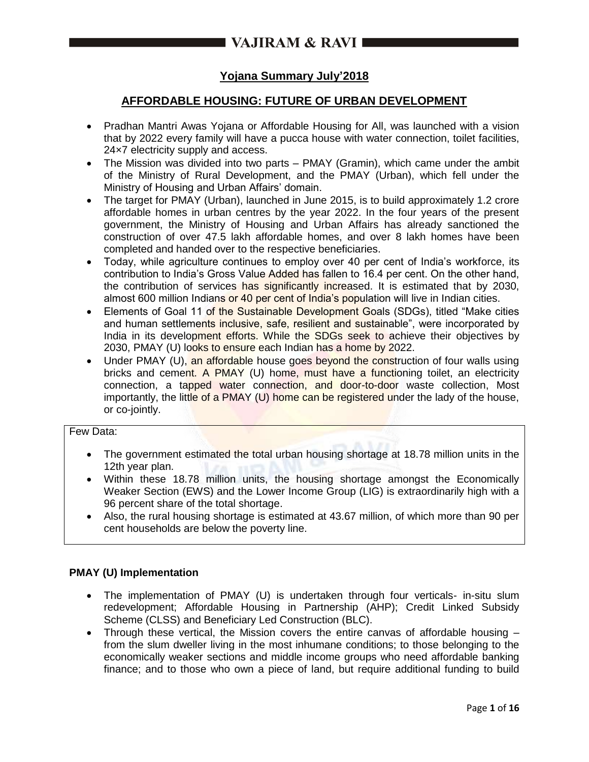# Yojana Summary July'2018

## AFFORDABLE HOUSING: FUTURE OF URBAN DEVELOPMENT

- Pradhan Mantri Awas Yojana or Affordable Housing for All, was launched with a vision that by 2022 every family will have a pucca house with water connection, toilet facilities, 24×7 electricity supply and access.
- The Mission was divided into two parts – PMAY (Gramin), which came under the ambit of the Ministry of Rural Development, and the PMAY (Urban), which fell under the Ministry of Housing and Urban Affairs' domain.
- The target for PMAY (Urban), launched in June 2015, is to build approximately 1.2 crore affordable homes in urban centres by the year 2022. In the four years of the present government, the Ministry of Housing and Urban Affairs has already sanctioned the construction of over 47.5 lakh affordable homes, and over 8 lakh homes have been completed and handed over to the respective beneficiaries.
- Today, while agriculture continues to employ over 40 per cent of India's workforce, its contribution to India's Gross Value Added has fallen to 16.4 per cent. On the other hand, the contribution of services has significantly increased. It is estimated that by 2030, almost 600 million Indians or 40 per cent of India's population will live in Indian cities.
- Elements of Goal 11 of the Sustainable Development Goals (SDGs), titled "Make cities and human settlements inclusive, safe, resilient and sustainable", were incorporated by India in its development efforts. While the SDGs seek to achieve their objectives by 2030, PMAY (U) looks to ensure each Indian has a home by 2022.
- Under PMAY (U), an affordable house goes beyond the construction of four walls using bricks and cement. A PMAY (U) home, must have a functioning toilet, an electricity connection, a tapped water connection, and door-to-door waste collection, Most importantly, the little of a PMAY (U) home can be registered under the lady of the house, or co-jointly.

Few Data:

- The government estimated the total urban housing shortage at 18.78 million units in the 12th year plan.
- Within these 18.78 million units, the housing shortage amongst the Economically Weaker Section (EWS) and the Lower Income Group (LIG) is extraordinarily high with a 96 percent share of the total shortage.
- Also, the rural housing shortage is estimated at 43.67 million, of which more than 90 per cent households are below the poverty line.

### PMAY (U) Implementation

- The implementation of PMAY (U) is undertaken through four verticals- in-situ slum redevelopment; Affordable Housing in Partnership (AHP); Credit Linked Subsidy Scheme (CLSS) and Beneficiary Led Construction (BLC).
- Through these vertical, the Mission covers the entire canvas of affordable housing – from the slum dweller living in the most inhumane conditions; to those belonging to the economically weaker sections and middle income groups who need affordable banking finance; and to those who own a piece of land, but require additional funding to build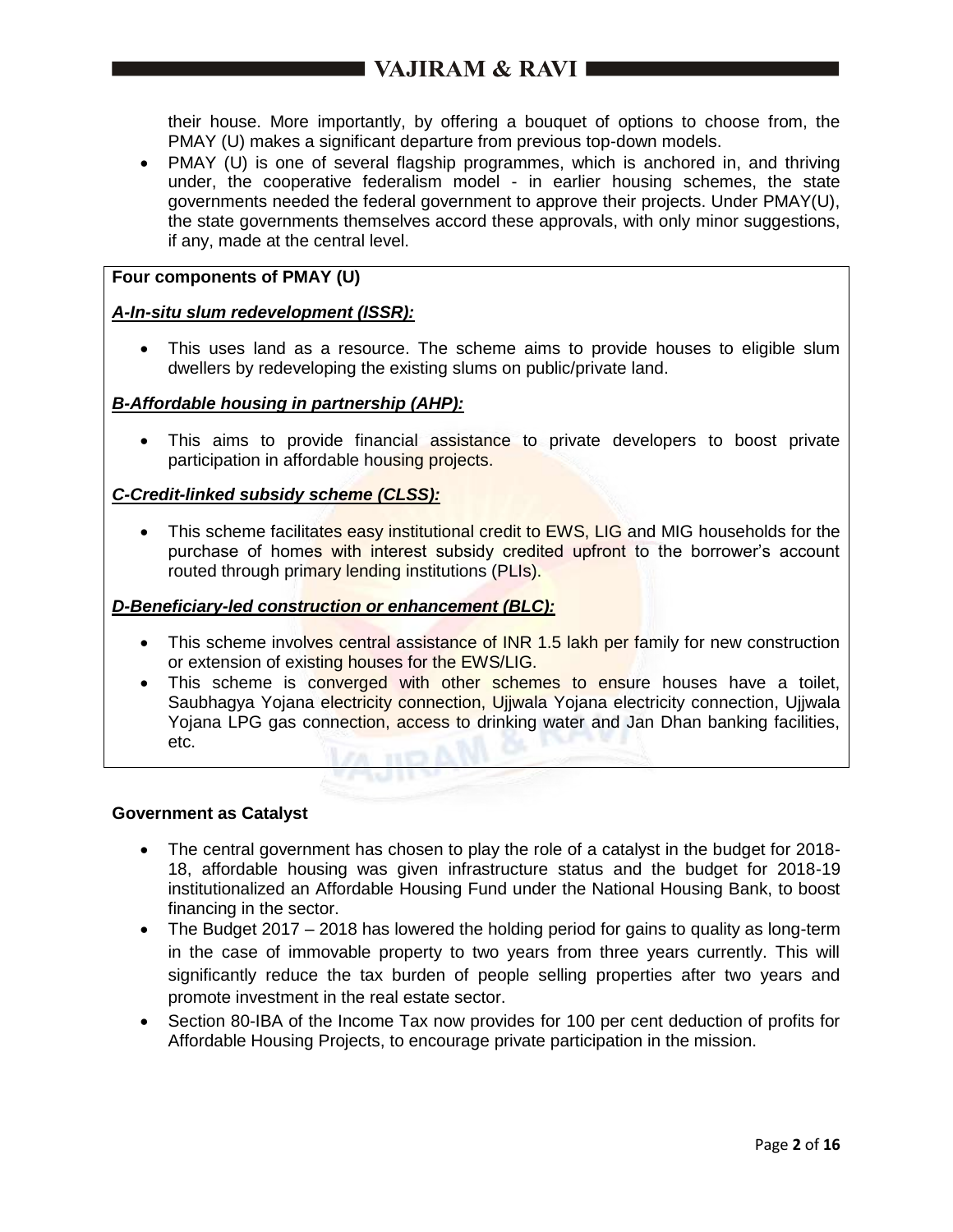their house. More importantly, by offering a bouquet of options to choose from, the PMAY (U) makes a significant departure from previous top-down models.

- PMAY (U) is one of several flagship programmes, which is anchored in, and thriving under, the cooperative federalism model - in earlier housing schemes, the state governments needed the federal government to approve their projects. Under PMAY(U), the state governments themselves accord these approvals, with only minor suggestions, if any, made at the central level.

**Four components of PMAY (U)**

***A-In-situ slum redevelopment (ISSR):***

- This uses land as a resource. The scheme aims to provide houses to eligible slum dwellers by redeveloping the existing slums on public/private land.

***B-Affordable housing in partnership (AHP):***

- This aims to provide financial assistance to private developers to boost private participation in affordable housing projects.

***C-Credit-linked subsidy scheme (CLSS):***

- This scheme facilitates easy institutional credit to EWS, LIG and MIG households for the purchase of homes with interest subsidy credited upfront to the borrower's account routed through primary lending institutions (PLIs).

***D-Beneficiary-led construction or enhancement (BLC):***

- This scheme involves central assistance of INR 1.5 lakh per family for new construction or extension of existing houses for the EWS/LIG.
- This scheme is converged with other schemes to ensure houses have a toilet, Saubhagya Yojana electricity connection, Ujjwala Yojana electricity connection, Ujjwala Yojana LPG gas connection, access to drinking water and Jan Dhan banking facilities, etc.

**Government as Catalyst**

- The central government has chosen to play the role of a catalyst in the budget for 2018-18, affordable housing was given infrastructure status and the budget for 2018-19 institutionalized an Affordable Housing Fund under the National Housing Bank, to boost financing in the sector.
- The Budget 2017 – 2018 has lowered the holding period for gains to quality as long-term in the case of immovable property to two years from three years currently. This will significantly reduce the tax burden of people selling properties after two years and promote investment in the real estate sector.
- Section 80-IBA of the Income Tax now provides for 100 per cent deduction of profits for Affordable Housing Projects, to encourage private participation in the mission.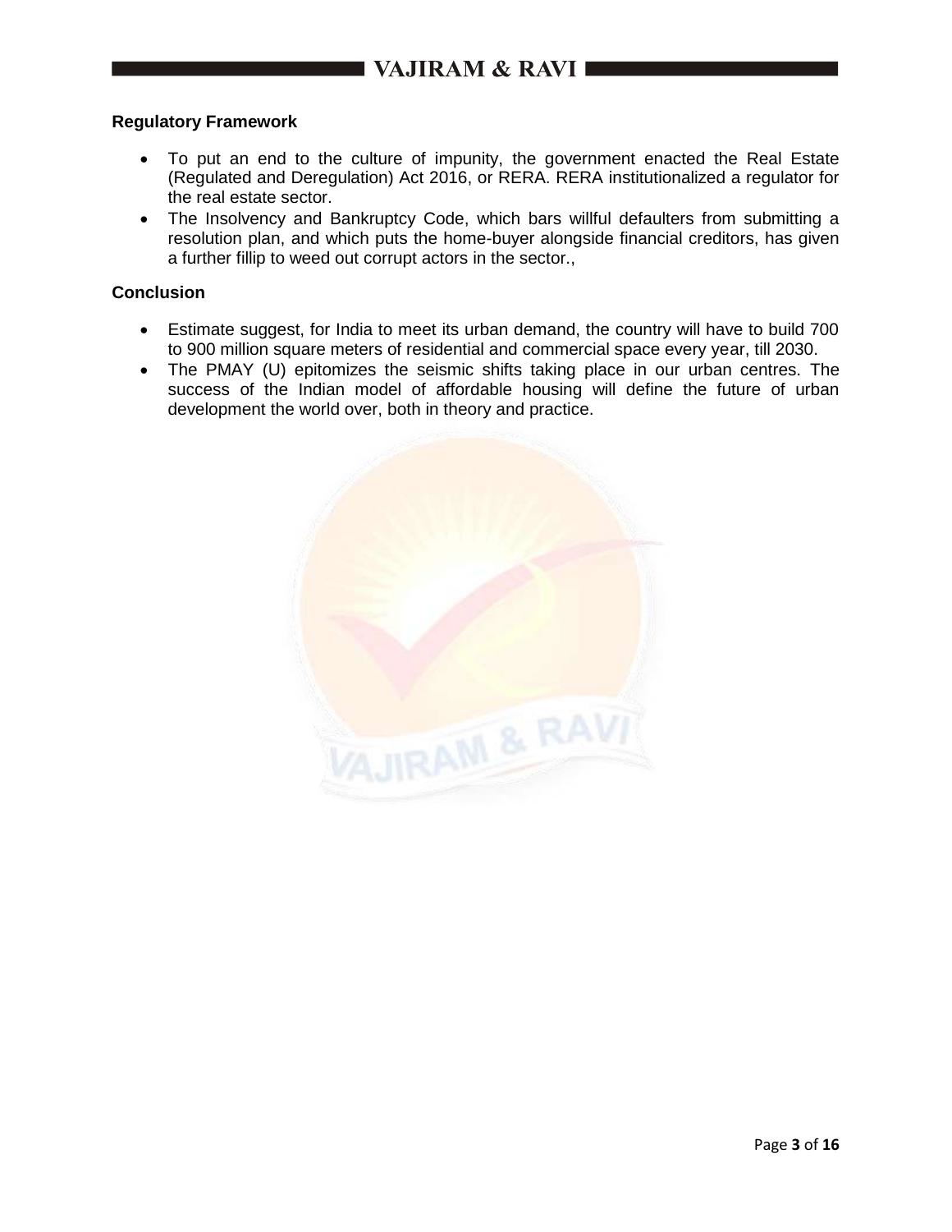## Regulatory Framework

- To put an end to the culture of impunity, the government enacted the Real Estate (Regulated and Deregulation) Act 2016, or RERA. RERA institutionalized a regulator for the real estate sector.
- The Insolvency and Bankruptcy Code, which bars willful defaulters from submitting a resolution plan, and which puts the home-buyer alongside financial creditors, has given a further fillip to weed out corrupt actors in the sector.,

## Conclusion

- Estimate suggest, for India to meet its urban demand, the country will have to build 700 to 900 million square meters of residential and commercial space every year, till 2030.
- The PMAY (U) epitomizes the seismic shifts taking place in our urban centres. The success of the Indian model of affordable housing will define the future of urban development the world over, both in theory and practice.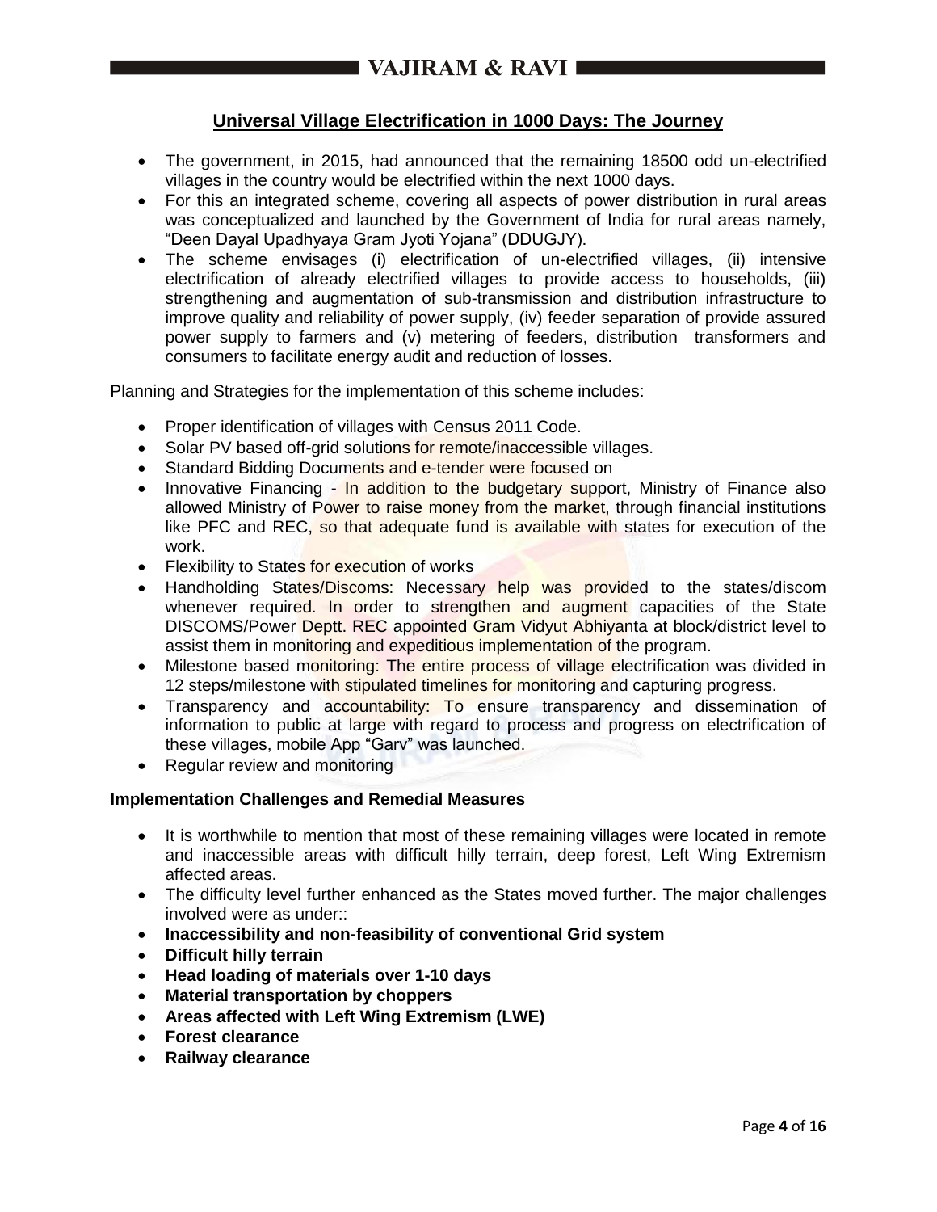## Universal Village Electrification in 1000 Days: The Journey

- The government, in 2015, had announced that the remaining 18500 odd un-electrified villages in the country would be electrified within the next 1000 days.
- For this an integrated scheme, covering all aspects of power distribution in rural areas was conceptualized and launched by the Government of India for rural areas namely, "Deen Dayal Upadhyaya Gram Jyoti Yojana" (DDUGJY).
- The scheme envisages (i) electrification of un-electrified villages, (ii) intensive electrification of already electrified villages to provide access to households, (iii) strengthening and augmentation of sub-transmission and distribution infrastructure to improve quality and reliability of power supply, (iv) feeder separation of provide assured power supply to farmers and (v) metering of feeders, distribution transformers and consumers to facilitate energy audit and reduction of losses.

Planning and Strategies for the implementation of this scheme includes:

- Proper identification of villages with Census 2011 Code.
- Solar PV based off-grid solutions for remote/inaccessible villages.
- Standard Bidding Documents and e-tender were focused on
- Innovative Financing - In addition to the budgetary support, Ministry of Finance also allowed Ministry of Power to raise money from the market, through financial institutions like PFC and REC, so that adequate fund is available with states for execution of the work.
- Flexibility to States for execution of works
- Handholding States/Discoms: Necessary help was provided to the states/discom whenever required. In order to strengthen and augment capacities of the State DISCOMS/Power Deptt. REC appointed Gram Vidyut Abhiyanta at block/district level to assist them in monitoring and expeditious implementation of the program.
- Milestone based monitoring: The entire process of village electrification was divided in 12 steps/milestone with stipulated timelines for monitoring and capturing progress.
- Transparency and accountability: To ensure transparency and dissemination of information to public at large with regard to process and progress on electrification of these villages, mobile App "Garv" was launched.
- Regular review and monitoring

**Implementation Challenges and Remedial Measures**

- It is worthwhile to mention that most of these remaining villages were located in remote and inaccessible areas with difficult hilly terrain, deep forest, Left Wing Extremism affected areas.
- The difficulty level further enhanced as the States moved further. The major challenges involved were as under::
- **Inaccessibility and non-feasibility of conventional Grid system**
- **Difficult hilly terrain**
- **Head loading of materials over 1-10 days**
- **Material transportation by choppers**
- **Areas affected with Left Wing Extremism (LWE)**
- **Forest clearance**
- **Railway clearance**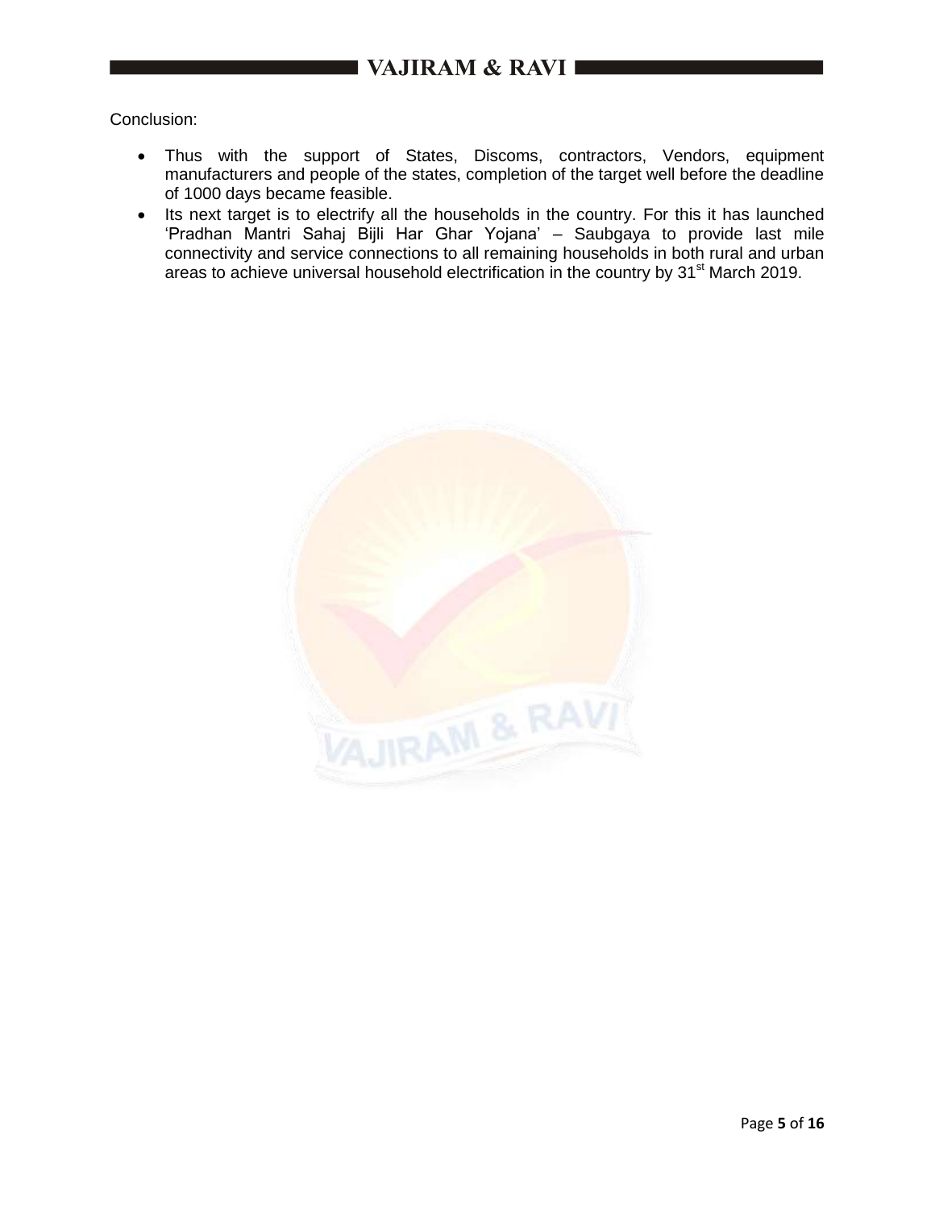Conclusion:

- Thus with the support of States, Discoms, contractors, Vendors, equipment manufacturers and people of the states, completion of the target well before the deadline of 1000 days became feasible.
- Its next target is to electrify all the households in the country. For this it has launched 'Pradhan Mantri Sahaj Bijli Har Ghar Yojana' – Saubgaya to provide last mile connectivity and service connections to all remaining households in both rural and urban areas to achieve universal household electrification in the country by 31st March 2019.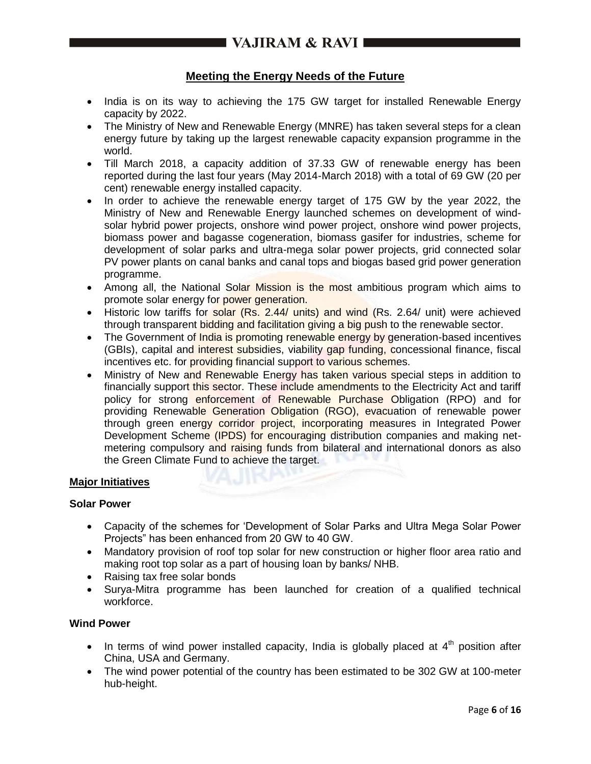## Meeting the Energy Needs of the Future

- India is on its way to achieving the 175 GW target for installed Renewable Energy capacity by 2022.
- The Ministry of New and Renewable Energy (MNRE) has taken several steps for a clean energy future by taking up the largest renewable capacity expansion programme in the world.
- Till March 2018, a capacity addition of 37.33 GW of renewable energy has been reported during the last four years (May 2014-March 2018) with a total of 69 GW (20 per cent) renewable energy installed capacity.
- In order to achieve the renewable energy target of 175 GW by the year 2022, the Ministry of New and Renewable Energy launched schemes on development of wind-solar hybrid power projects, onshore wind power project, onshore wind power projects, biomass power and bagasse cogeneration, biomass gasifer for industries, scheme for development of solar parks and ultra-mega solar power projects, grid connected solar PV power plants on canal banks and canal tops and biogas based grid power generation programme.
- Among all, the National Solar Mission is the most ambitious program which aims to promote solar energy for power generation.
- Historic low tariffs for solar (Rs. 2.44/ units) and wind (Rs. 2.64/ unit) were achieved through transparent bidding and facilitation giving a big push to the renewable sector.
- The Government of India is promoting renewable energy by generation-based incentives (GBIs), capital and interest subsidies, viability gap funding, concessional finance, fiscal incentives etc. for providing financial support to various schemes.
- Ministry of New and Renewable Energy has taken various special steps in addition to financially support this sector. These include amendments to the Electricity Act and tariff policy for strong enforcement of Renewable Purchase Obligation (RPO) and for providing Renewable Generation Obligation (RGO), evacuation of renewable power through green energy corridor project, incorporating measures in Integrated Power Development Scheme (IPDS) for encouraging distribution companies and making net-metering compulsory and raising funds from bilateral and international donors as also the Green Climate Fund to achieve the target.

### Major Initiatives

#### Solar Power

- Capacity of the schemes for 'Development of Solar Parks and Ultra Mega Solar Power Projects" has been enhanced from 20 GW to 40 GW.
- Mandatory provision of roof top solar for new construction or higher floor area ratio and making root top solar as a part of housing loan by banks/ NHB.
- Raising tax free solar bonds
- Surya-Mitra programme has been launched for creation of a qualified technical workforce.

#### Wind Power

- In terms of wind power installed capacity, India is globally placed at 4th position after China, USA and Germany.
- The wind power potential of the country has been estimated to be 302 GW at 100-meter hub-height.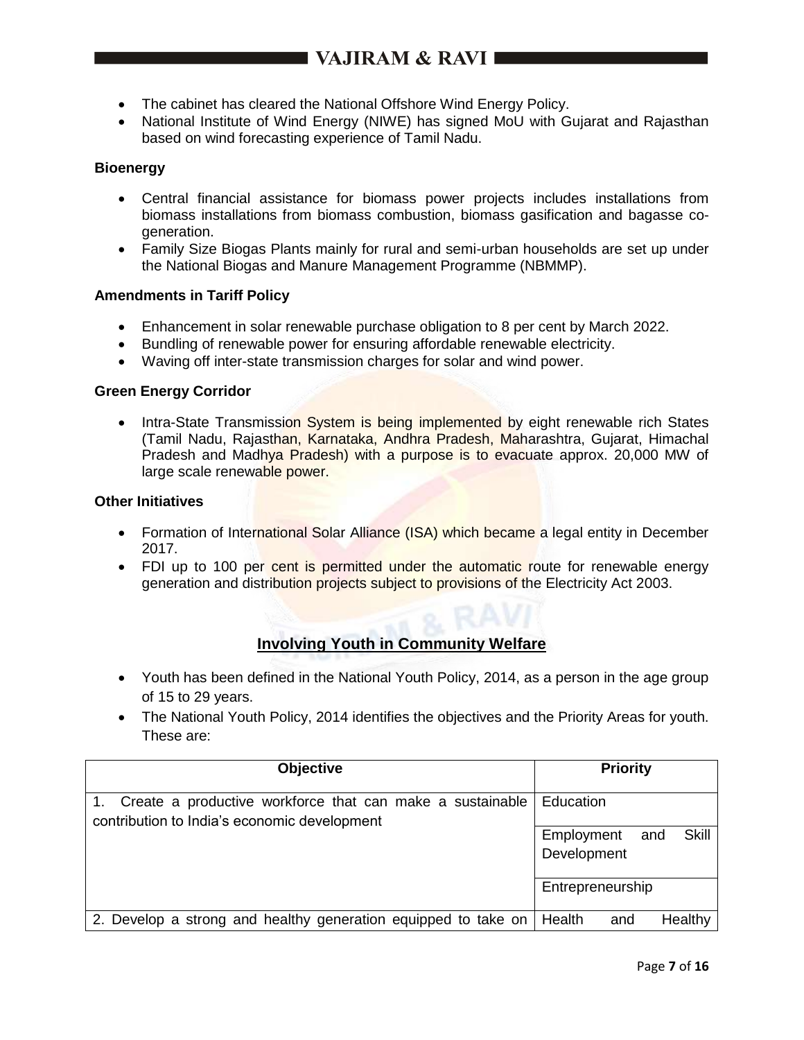- The cabinet has cleared the National Offshore Wind Energy Policy.
- National Institute of Wind Energy (NIWE) has signed MoU with Gujarat and Rajasthan based on wind forecasting experience of Tamil Nadu.

**Bioenergy**

- Central financial assistance for biomass power projects includes installations from biomass installations from biomass combustion, biomass gasification and bagasse co-generation.
- Family Size Biogas Plants mainly for rural and semi-urban households are set up under the National Biogas and Manure Management Programme (NBMMP).

**Amendments in Tariff Policy**

- Enhancement in solar renewable purchase obligation to 8 per cent by March 2022.
- Bundling of renewable power for ensuring affordable renewable electricity.
- Waving off inter-state transmission charges for solar and wind power.

**Green Energy Corridor**

- Intra-State Transmission System is being implemented by eight renewable rich States (Tamil Nadu, Rajasthan, Karnataka, Andhra Pradesh, Maharashtra, Gujarat, Himachal Pradesh and Madhya Pradesh) with a purpose is to evacuate approx. 20,000 MW of large scale renewable power.

**Other Initiatives**

- Formation of International Solar Alliance (ISA) which became a legal entity in December 2017.
- FDI up to 100 per cent is permitted under the automatic route for renewable energy generation and distribution projects subject to provisions of the Electricity Act 2003.

## Involving Youth in Community Welfare

- Youth has been defined in the National Youth Policy, 2014, as a person in the age group of 15 to 29 years.
- The National Youth Policy, 2014 identifies the objectives and the Priority Areas for youth. These are:

| Objective | Priority |
|---|---|
| 1. Create a productive workforce that can make a sustainable contribution to India's economic development | Education |
| | Employment and Skill Development |
| | Entrepreneurship |
| 2. Develop a strong and healthy generation equipped to take on | Health and Healthy |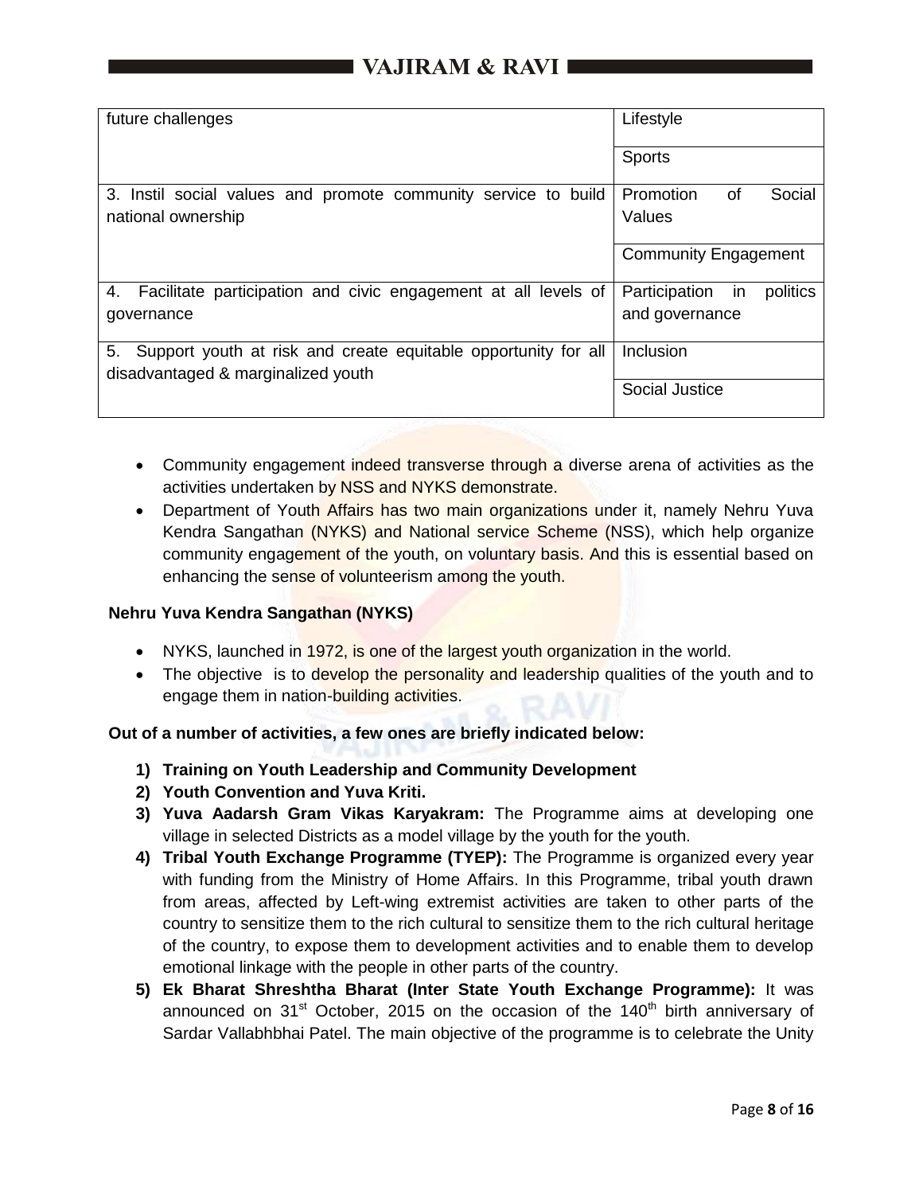| | |
|---|---|
| future challenges | Lifestyle |
| | Sports |
| 3. Instil social values and promote community service to build national ownership | Promotion of Social Values |
| | Community Engagement |
| 4. Facilitate participation and civic engagement at all levels of governance | Participation in politics and governance |
| 5. Support youth at risk and create equitable opportunity for all disadvantaged & marginalized youth | Inclusion |
| | Social Justice |

- Community engagement indeed transverse through a diverse arena of activities as the activities undertaken by NSS and NYKS demonstrate.
- Department of Youth Affairs has two main organizations under it, namely Nehru Yuva Kendra Sangathan (NYKS) and National service Scheme (NSS), which help organize community engagement of the youth, on voluntary basis. And this is essential based on enhancing the sense of volunteerism among the youth.

**Nehru Yuva Kendra Sangathan (NYKS)**

- NYKS, launched in 1972, is one of the largest youth organization in the world.
- The objective is to develop the personality and leadership qualities of the youth and to engage them in nation-building activities.

**Out of a number of activities, a few ones are briefly indicated below:**

1) **Training on Youth Leadership and Community Development**
2) **Youth Convention and Yuva Kriti.**
3) **Yuva Aadarsh Gram Vikas Karyakram:** The Programme aims at developing one village in selected Districts as a model village by the youth for the youth.
4) **Tribal Youth Exchange Programme (TYEP):** The Programme is organized every year with funding from the Ministry of Home Affairs. In this Programme, tribal youth drawn from areas, affected by Left-wing extremist activities are taken to other parts of the country to sensitize them to the rich cultural to sensitize them to the rich cultural heritage of the country, to expose them to development activities and to enable them to develop emotional linkage with the people in other parts of the country.
5) **Ek Bharat Shreshtha Bharat (Inter State Youth Exchange Programme):** It was announced on 31st October, 2015 on the occasion of the 140th birth anniversary of Sardar Vallabhbhai Patel. The main objective of the programme is to celebrate the Unity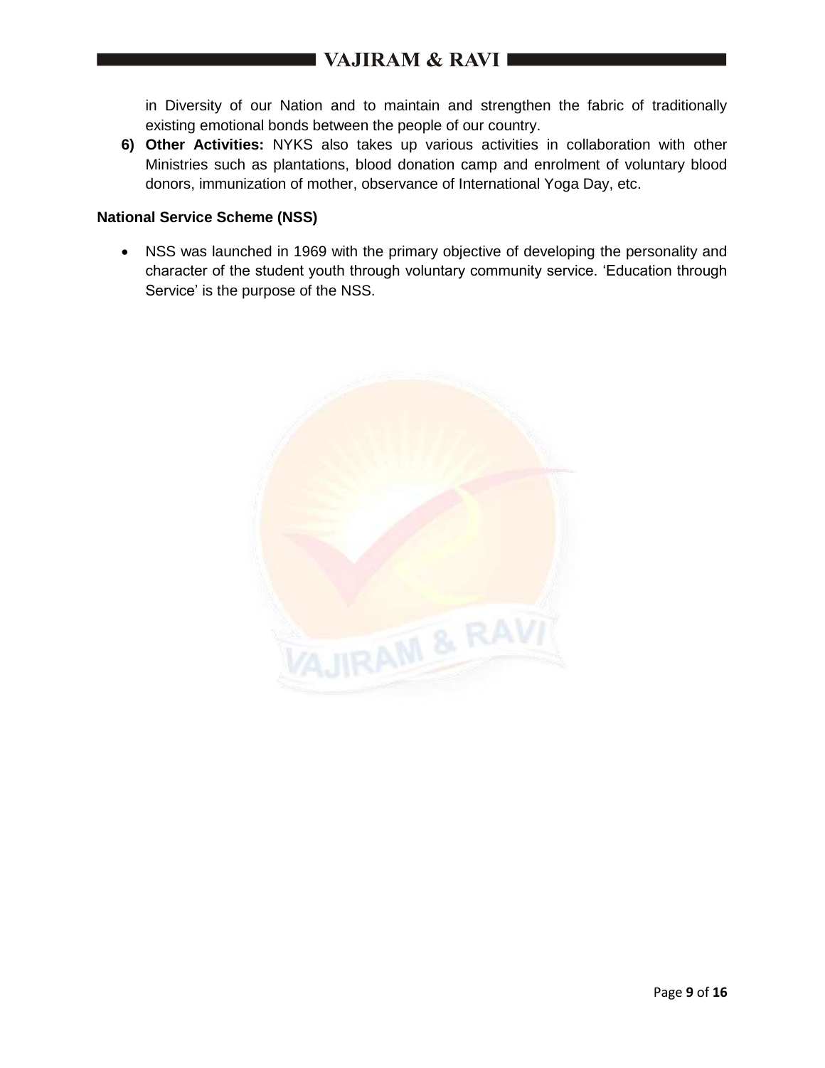in Diversity of our Nation and to maintain and strengthen the fabric of traditionally existing emotional bonds between the people of our country.

6) **Other Activities:** NYKS also takes up various activities in collaboration with other Ministries such as plantations, blood donation camp and enrolment of voluntary blood donors, immunization of mother, observance of International Yoga Day, etc.

**National Service Scheme (NSS)**

- NSS was launched in 1969 with the primary objective of developing the personality and character of the student youth through voluntary community service. 'Education through Service' is the purpose of the NSS.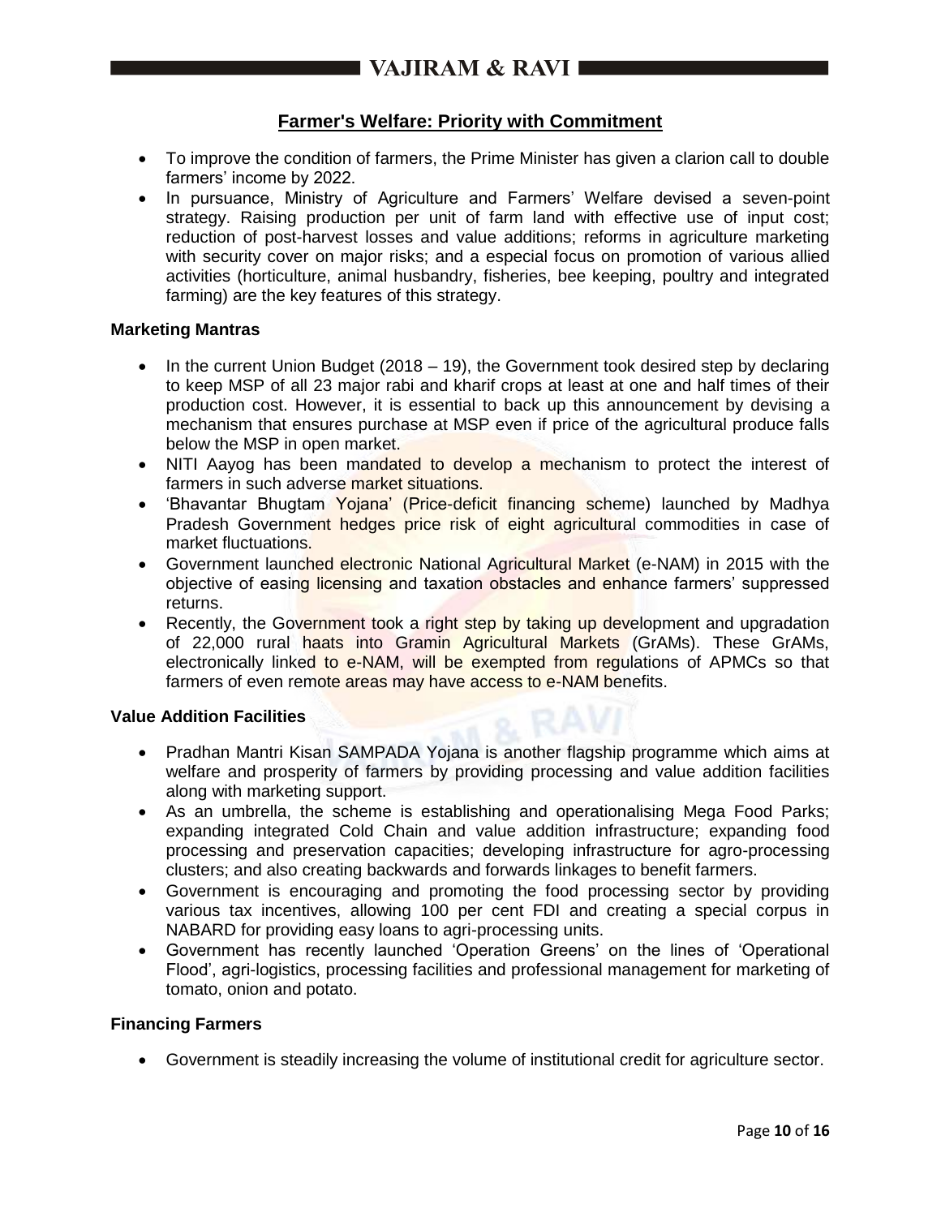## Farmer's Welfare: Priority with Commitment

- To improve the condition of farmers, the Prime Minister has given a clarion call to double farmers' income by 2022.
- In pursuance, Ministry of Agriculture and Farmers' Welfare devised a seven-point strategy. Raising production per unit of farm land with effective use of input cost; reduction of post-harvest losses and value additions; reforms in agriculture marketing with security cover on major risks; and a especial focus on promotion of various allied activities (horticulture, animal husbandry, fisheries, bee keeping, poultry and integrated farming) are the key features of this strategy.

### Marketing Mantras

- In the current Union Budget (2018 – 19), the Government took desired step by declaring to keep MSP of all 23 major rabi and kharif crops at least at one and half times of their production cost. However, it is essential to back up this announcement by devising a mechanism that ensures purchase at MSP even if price of the agricultural produce falls below the MSP in open market.
- NITI Aayog has been mandated to develop a mechanism to protect the interest of farmers in such adverse market situations.
- 'Bhavantar Bhugtam Yojana' (Price-deficit financing scheme) launched by Madhya Pradesh Government hedges price risk of eight agricultural commodities in case of market fluctuations.
- Government launched electronic National Agricultural Market (e-NAM) in 2015 with the objective of easing licensing and taxation obstacles and enhance farmers' suppressed returns.
- Recently, the Government took a right step by taking up development and upgradation of 22,000 rural haats into Gramin Agricultural Markets (GrAMs). These GrAMs, electronically linked to e-NAM, will be exempted from regulations of APMCs so that farmers of even remote areas may have access to e-NAM benefits.

### Value Addition Facilities

- Pradhan Mantri Kisan SAMPADA Yojana is another flagship programme which aims at welfare and prosperity of farmers by providing processing and value addition facilities along with marketing support.
- As an umbrella, the scheme is establishing and operationalising Mega Food Parks; expanding integrated Cold Chain and value addition infrastructure; expanding food processing and preservation capacities; developing infrastructure for agro-processing clusters; and also creating backwards and forwards linkages to benefit farmers.
- Government is encouraging and promoting the food processing sector by providing various tax incentives, allowing 100 per cent FDI and creating a special corpus in NABARD for providing easy loans to agri-processing units.
- Government has recently launched 'Operation Greens' on the lines of 'Operational Flood', agri-logistics, processing facilities and professional management for marketing of tomato, onion and potato.

### Financing Farmers

- Government is steadily increasing the volume of institutional credit for agriculture sector.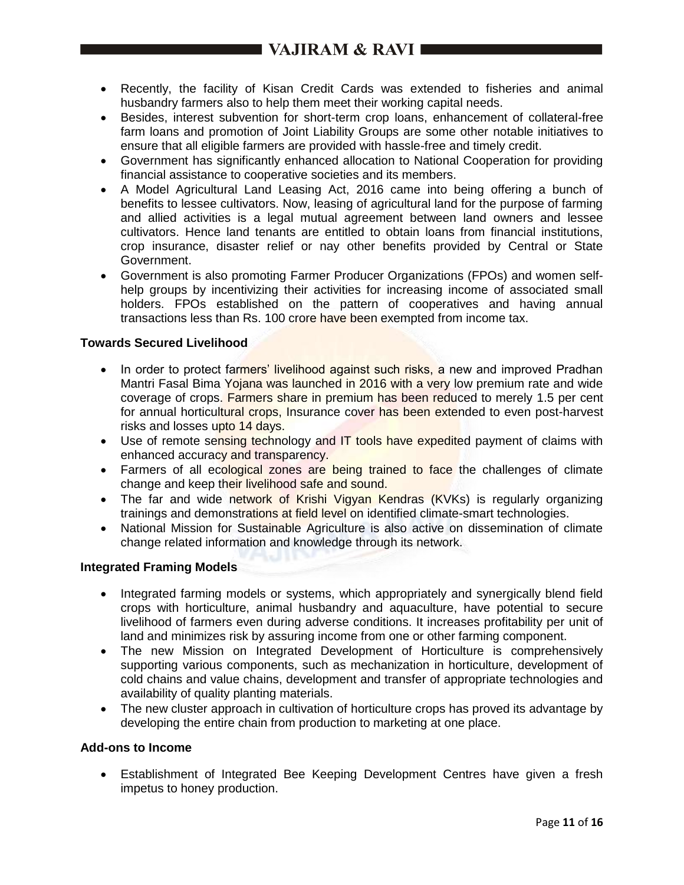- Recently, the facility of Kisan Credit Cards was extended to fisheries and animal husbandry farmers also to help them meet their working capital needs.
- Besides, interest subvention for short-term crop loans, enhancement of collateral-free farm loans and promotion of Joint Liability Groups are some other notable initiatives to ensure that all eligible farmers are provided with hassle-free and timely credit.
- Government has significantly enhanced allocation to National Cooperation for providing financial assistance to cooperative societies and its members.
- A Model Agricultural Land Leasing Act, 2016 came into being offering a bunch of benefits to lessee cultivators. Now, leasing of agricultural land for the purpose of farming and allied activities is a legal mutual agreement between land owners and lessee cultivators. Hence land tenants are entitled to obtain loans from financial institutions, crop insurance, disaster relief or nay other benefits provided by Central or State Government.
- Government is also promoting Farmer Producer Organizations (FPOs) and women self-help groups by incentivizing their activities for increasing income of associated small holders. FPOs established on the pattern of cooperatives and having annual transactions less than Rs. 100 crore have been exempted from income tax.

**Towards Secured Livelihood**

- In order to protect farmers' livelihood against such risks, a new and improved Pradhan Mantri Fasal Bima Yojana was launched in 2016 with a very low premium rate and wide coverage of crops. Farmers share in premium has been reduced to merely 1.5 per cent for annual horticultural crops, Insurance cover has been extended to even post-harvest risks and losses upto 14 days.
- Use of remote sensing technology and IT tools have expedited payment of claims with enhanced accuracy and transparency.
- Farmers of all ecological zones are being trained to face the challenges of climate change and keep their livelihood safe and sound.
- The far and wide network of Krishi Vigyan Kendras (KVKs) is regularly organizing trainings and demonstrations at field level on identified climate-smart technologies.
- National Mission for Sustainable Agriculture is also active on dissemination of climate change related information and knowledge through its network.

**Integrated Framing Models**

- Integrated farming models or systems, which appropriately and synergically blend field crops with horticulture, animal husbandry and aquaculture, have potential to secure livelihood of farmers even during adverse conditions. It increases profitability per unit of land and minimizes risk by assuring income from one or other farming component.
- The new Mission on Integrated Development of Horticulture is comprehensively supporting various components, such as mechanization in horticulture, development of cold chains and value chains, development and transfer of appropriate technologies and availability of quality planting materials.
- The new cluster approach in cultivation of horticulture crops has proved its advantage by developing the entire chain from production to marketing at one place.

**Add-ons to Income**

- Establishment of Integrated Bee Keeping Development Centres have given a fresh impetus to honey production.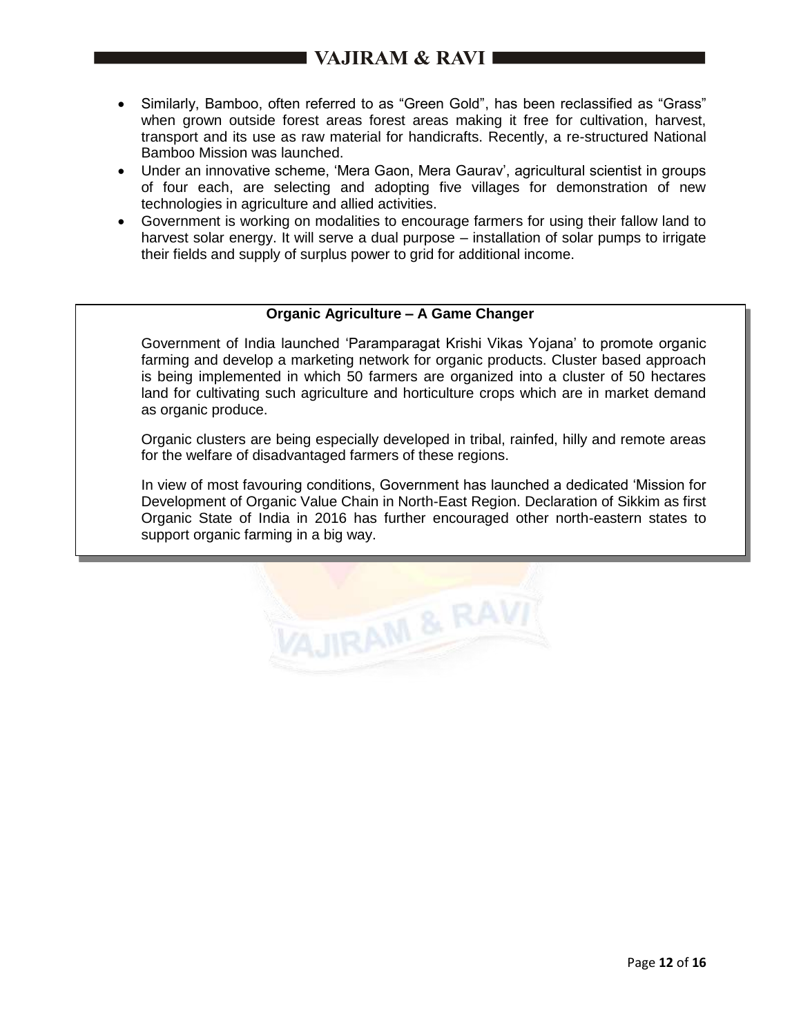- Similarly, Bamboo, often referred to as "Green Gold", has been reclassified as "Grass" when grown outside forest areas forest areas making it free for cultivation, harvest, transport and its use as raw material for handicrafts. Recently, a re-structured National Bamboo Mission was launched.
- Under an innovative scheme, 'Mera Gaon, Mera Gaurav', agricultural scientist in groups of four each, are selecting and adopting five villages for demonstration of new technologies in agriculture and allied activities.
- Government is working on modalities to encourage farmers for using their fallow land to harvest solar energy. It will serve a dual purpose – installation of solar pumps to irrigate their fields and supply of surplus power to grid for additional income.

**Organic Agriculture – A Game Changer**

Government of India launched 'Paramparagat Krishi Vikas Yojana' to promote organic farming and develop a marketing network for organic products. Cluster based approach is being implemented in which 50 farmers are organized into a cluster of 50 hectares land for cultivating such agriculture and horticulture crops which are in market demand as organic produce.

Organic clusters are being especially developed in tribal, rainfed, hilly and remote areas for the welfare of disadvantaged farmers of these regions.

In view of most favouring conditions, Government has launched a dedicated 'Mission for Development of Organic Value Chain in North-East Region. Declaration of Sikkim as first Organic State of India in 2016 has further encouraged other north-eastern states to support organic farming in a big way.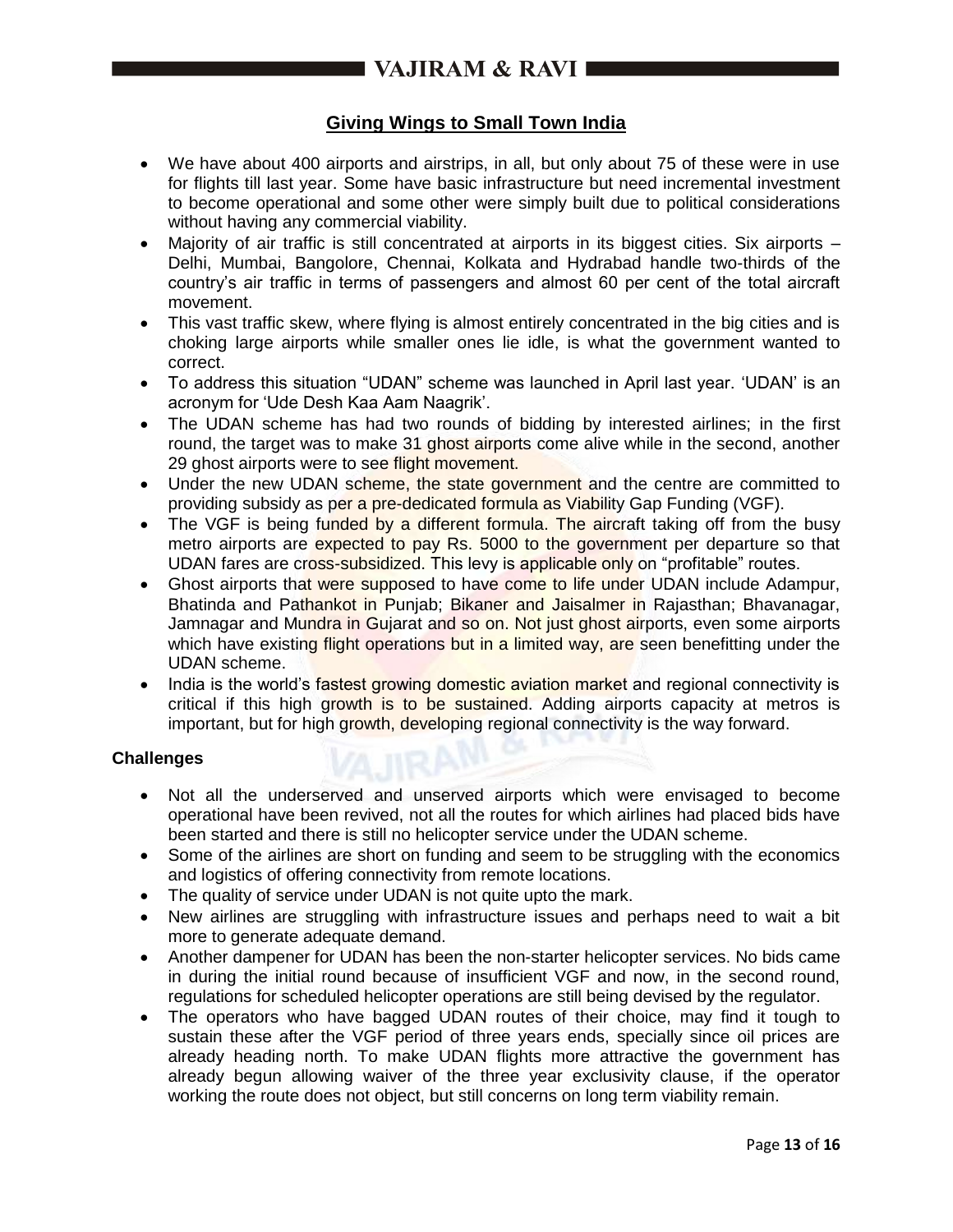## Giving Wings to Small Town India

- We have about 400 airports and airstrips, in all, but only about 75 of these were in use for flights till last year. Some have basic infrastructure but need incremental investment to become operational and some other were simply built due to political considerations without having any commercial viability.
- Majority of air traffic is still concentrated at airports in its biggest cities. Six airports – Delhi, Mumbai, Bangolore, Chennai, Kolkata and Hydrabad handle two-thirds of the country's air traffic in terms of passengers and almost 60 per cent of the total aircraft movement.
- This vast traffic skew, where flying is almost entirely concentrated in the big cities and is choking large airports while smaller ones lie idle, is what the government wanted to correct.
- To address this situation "UDAN" scheme was launched in April last year. 'UDAN' is an acronym for 'Ude Desh Kaa Aam Naagrik'.
- The UDAN scheme has had two rounds of bidding by interested airlines; in the first round, the target was to make 31 ghost airports come alive while in the second, another 29 ghost airports were to see flight movement.
- Under the new UDAN scheme, the state government and the centre are committed to providing subsidy as per a pre-dedicated formula as Viability Gap Funding (VGF).
- The VGF is being funded by a different formula. The aircraft taking off from the busy metro airports are expected to pay Rs. 5000 to the government per departure so that UDAN fares are cross-subsidized. This levy is applicable only on "profitable" routes.
- Ghost airports that were supposed to have come to life under UDAN include Adampur, Bhatinda and Pathankot in Punjab; Bikaner and Jaisalmer in Rajasthan; Bhavanagar, Jamnagar and Mundra in Gujarat and so on. Not just ghost airports, even some airports which have existing flight operations but in a limited way, are seen benefitting under the UDAN scheme.
- India is the world's fastest growing domestic aviation market and regional connectivity is critical if this high growth is to be sustained. Adding airports capacity at metros is important, but for high growth, developing regional connectivity is the way forward.

### Challenges

- Not all the underserved and unserved airports which were envisaged to become operational have been revived, not all the routes for which airlines had placed bids have been started and there is still no helicopter service under the UDAN scheme.
- Some of the airlines are short on funding and seem to be struggling with the economics and logistics of offering connectivity from remote locations.
- The quality of service under UDAN is not quite upto the mark.
- New airlines are struggling with infrastructure issues and perhaps need to wait a bit more to generate adequate demand.
- Another dampener for UDAN has been the non-starter helicopter services. No bids came in during the initial round because of insufficient VGF and now, in the second round, regulations for scheduled helicopter operations are still being devised by the regulator.
- The operators who have bagged UDAN routes of their choice, may find it tough to sustain these after the VGF period of three years ends, specially since oil prices are already heading north. To make UDAN flights more attractive the government has already begun allowing waiver of the three year exclusivity clause, if the operator working the route does not object, but still concerns on long term viability remain.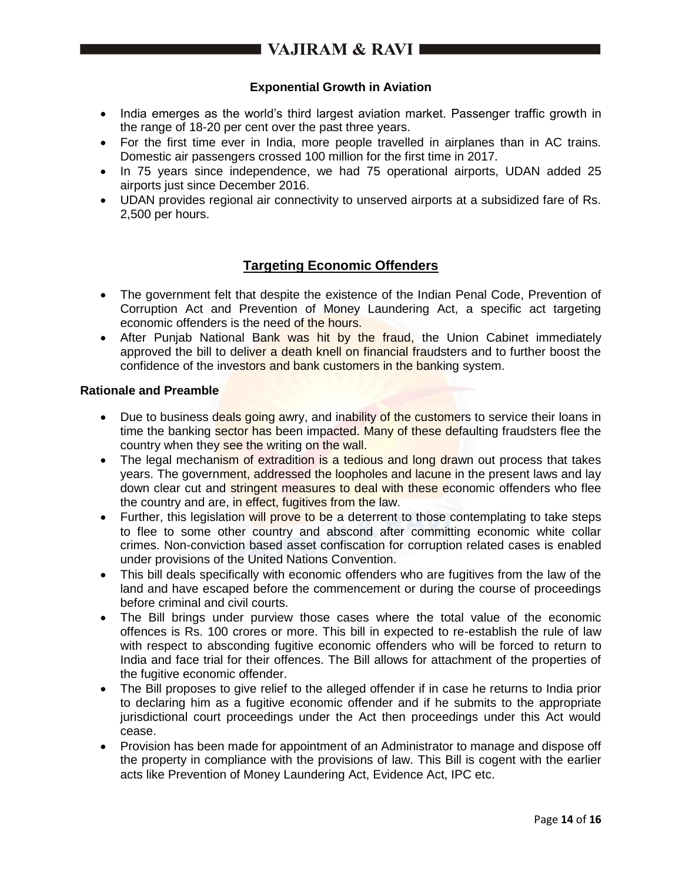### Exponential Growth in Aviation

- India emerges as the world's third largest aviation market. Passenger traffic growth in the range of 18-20 per cent over the past three years.
- For the first time ever in India, more people travelled in airplanes than in AC trains. Domestic air passengers crossed 100 million for the first time in 2017.
- In 75 years since independence, we had 75 operational airports, UDAN added 25 airports just since December 2016.
- UDAN provides regional air connectivity to unserved airports at a subsidized fare of Rs. 2,500 per hours.

## Targeting Economic Offenders

- The government felt that despite the existence of the Indian Penal Code, Prevention of Corruption Act and Prevention of Money Laundering Act, a specific act targeting economic offenders is the need of the hours.
- After Punjab National Bank was hit by the fraud, the Union Cabinet immediately approved the bill to deliver a death knell on financial fraudsters and to further boost the confidence of the investors and bank customers in the banking system.

**Rationale and Preamble**

- Due to business deals going awry, and inability of the customers to service their loans in time the banking sector has been impacted. Many of these defaulting fraudsters flee the country when they see the writing on the wall.
- The legal mechanism of extradition is a tedious and long drawn out process that takes years. The government, addressed the loopholes and lacune in the present laws and lay down clear cut and stringent measures to deal with these economic offenders who flee the country and are, in effect, fugitives from the law.
- Further, this legislation will prove to be a deterrent to those contemplating to take steps to flee to some other country and abscond after committing economic white collar crimes. Non-conviction based asset confiscation for corruption related cases is enabled under provisions of the United Nations Convention.
- This bill deals specifically with economic offenders who are fugitives from the law of the land and have escaped before the commencement or during the course of proceedings before criminal and civil courts.
- The Bill brings under purview those cases where the total value of the economic offences is Rs. 100 crores or more. This bill in expected to re-establish the rule of law with respect to absconding fugitive economic offenders who will be forced to return to India and face trial for their offences. The Bill allows for attachment of the properties of the fugitive economic offender.
- The Bill proposes to give relief to the alleged offender if in case he returns to India prior to declaring him as a fugitive economic offender and if he submits to the appropriate jurisdictional court proceedings under the Act then proceedings under this Act would cease.
- Provision has been made for appointment of an Administrator to manage and dispose off the property in compliance with the provisions of law. This Bill is cogent with the earlier acts like Prevention of Money Laundering Act, Evidence Act, IPC etc.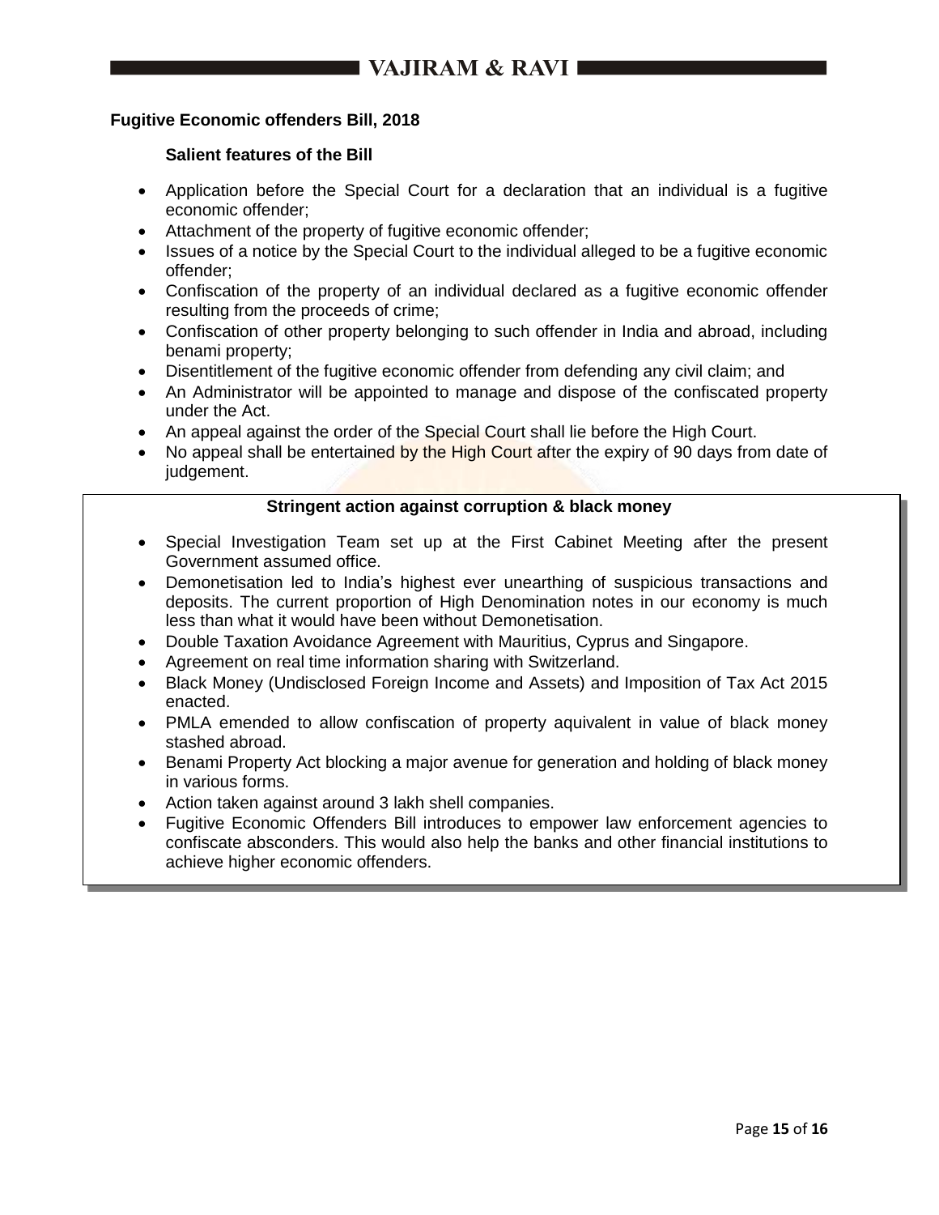**Fugitive Economic offenders Bill, 2018**

**Salient features of the Bill**

- Application before the Special Court for a declaration that an individual is a fugitive economic offender;
- Attachment of the property of fugitive economic offender;
- Issues of a notice by the Special Court to the individual alleged to be a fugitive economic offender;
- Confiscation of the property of an individual declared as a fugitive economic offender resulting from the proceeds of crime;
- Confiscation of other property belonging to such offender in India and abroad, including benami property;
- Disentitlement of the fugitive economic offender from defending any civil claim; and
- An Administrator will be appointed to manage and dispose of the confiscated property under the Act.
- An appeal against the order of the Special Court shall lie before the High Court.
- No appeal shall be entertained by the High Court after the expiry of 90 days from date of judgement.

**Stringent action against corruption & black money**

- Special Investigation Team set up at the First Cabinet Meeting after the present Government assumed office.
- Demonetisation led to India's highest ever unearthing of suspicious transactions and deposits. The current proportion of High Denomination notes in our economy is much less than what it would have been without Demonetisation.
- Double Taxation Avoidance Agreement with Mauritius, Cyprus and Singapore.
- Agreement on real time information sharing with Switzerland.
- Black Money (Undisclosed Foreign Income and Assets) and Imposition of Tax Act 2015 enacted.
- PMLA emended to allow confiscation of property aquivalent in value of black money stashed abroad.
- Benami Property Act blocking a major avenue for generation and holding of black money in various forms.
- Action taken against around 3 lakh shell companies.
- Fugitive Economic Offenders Bill introduces to empower law enforcement agencies to confiscate absconders. This would also help the banks and other financial institutions to achieve higher economic offenders.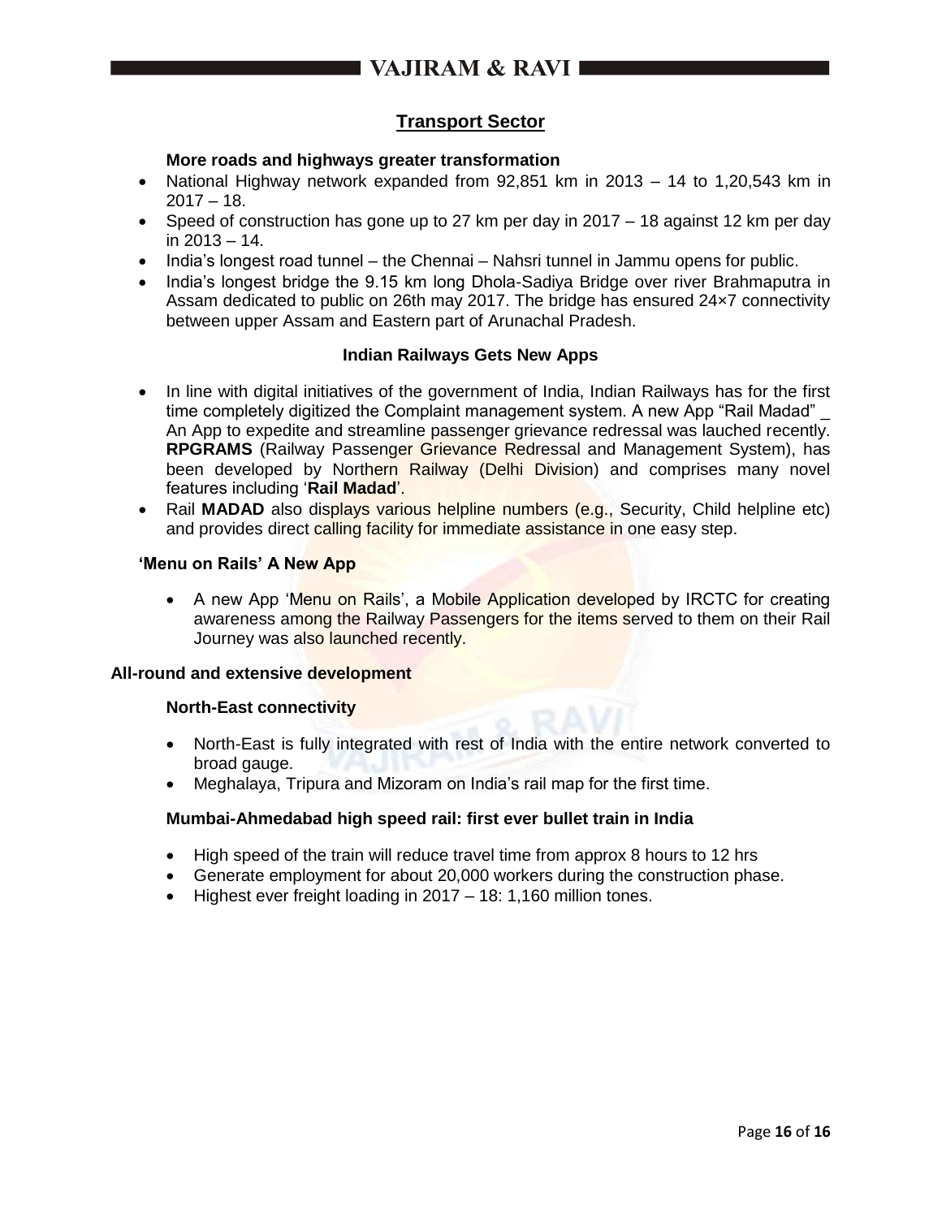## Transport Sector

### More roads and highways greater transformation

- National Highway network expanded from 92,851 km in 2013 – 14 to 1,20,543 km in 2017 – 18.
- Speed of construction has gone up to 27 km per day in 2017 – 18 against 12 km per day in 2013 – 14.
- India's longest road tunnel – the Chennai – Nahsri tunnel in Jammu opens for public.
- India's longest bridge the 9.15 km long Dhola-Sadiya Bridge over river Brahmaputra in Assam dedicated to public on 26th may 2017. The bridge has ensured 24×7 connectivity between upper Assam and Eastern part of Arunachal Pradesh.

### Indian Railways Gets New Apps

- In line with digital initiatives of the government of India, Indian Railways has for the first time completely digitized the Complaint management system. A new App "Rail Madad" _ An App to expedite and streamline passenger grievance redressal was lauched recently. **RPGRAMS** (Railway Passenger Grievance Redressal and Management System), has been developed by Northern Railway (Delhi Division) and comprises many novel features including '**Rail Madad**'.
- Rail **MADAD** also displays various helpline numbers (e.g., Security, Child helpline etc) and provides direct calling facility for immediate assistance in one easy step.

### 'Menu on Rails' A New App

- A new App 'Menu on Rails', a Mobile Application developed by IRCTC for creating awareness among the Railway Passengers for the items served to them on their Rail Journey was also launched recently.

## All-round and extensive development

### North-East connectivity

- North-East is fully integrated with rest of India with the entire network converted to broad gauge.
- Meghalaya, Tripura and Mizoram on India's rail map for the first time.

### Mumbai-Ahmedabad high speed rail: first ever bullet train in India

- High speed of the train will reduce travel time from approx 8 hours to 12 hrs
- Generate employment for about 20,000 workers during the construction phase.
- Highest ever freight loading in 2017 – 18: 1,160 million tones.